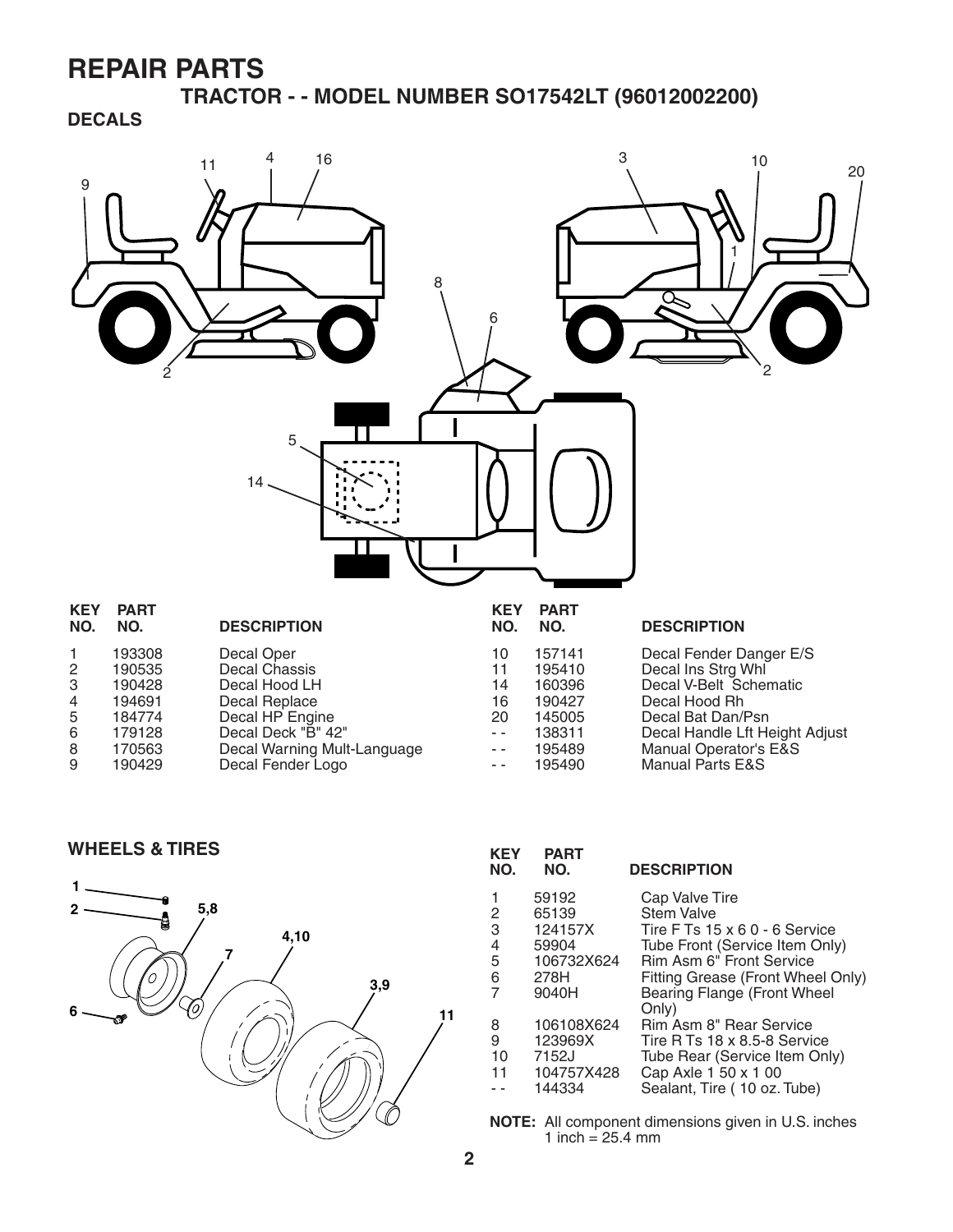# REPAIR PARTS

## TRACTOR - - MODEL NUMBER SO17542LT (96012002200)

### DECALS

| KEY NO. | PART NO. | DESCRIPTION |
|---|---|---|
| 1 | 193308 | Decal Oper |
| 2 | 190535 | Decal Chassis |
| 3 | 190428 | Decal Hood LH |
| 4 | 194691 | Decal Replace |
| 5 | 184774 | Decal HP Engine |
| 6 | 179128 | Decal Deck "B" 42" |
| 8 | 170563 | Decal Warning Mult-Language |
| 9 | 190429 | Decal Fender Logo |
| 10 | 157141 | Decal Fender Danger E/S |
| 11 | 195410 | Decal Ins Strg Whl |
| 14 | 160396 | Decal V-Belt Schematic |
| 16 | 190427 | Decal Hood Rh |
| 20 | 145005 | Decal Bat Dan/Psn |
| - - | 138311 | Decal Handle Lft Height Adjust |
| - - | 195489 | Manual Operator's E&S |
| - - | 195490 | Manual Parts E&S |

### WHEELS & TIRES

| KEY NO. | PART NO. | DESCRIPTION |
|---|---|---|
| 1 | 59192 | Cap Valve Tire |
| 2 | 65139 | Stem Valve |
| 3 | 124157X | Tire F Ts 15 x 6 0 - 6 Service |
| 4 | 59904 | Tube Front (Service Item Only) |
| 5 | 106732X624 | Rim Asm 6" Front Service |
| 6 | 278H | Fitting Grease (Front Wheel Only) |
| 7 | 9040H | Bearing Flange (Front Wheel Only) |
| 8 | 106108X624 | Rim Asm 8" Rear Service |
| 9 | 123969X | Tire R Ts 18 x 8.5-8 Service |
| 10 | 7152J | Tube Rear (Service Item Only) |
| 11 | 104757X428 | Cap Axle 1 50 x 1 00 |
| - - | 144334 | Sealant, Tire ( 10 oz. Tube) |

**NOTE:** All component dimensions given in U.S. inches
1 inch = 25.4 mm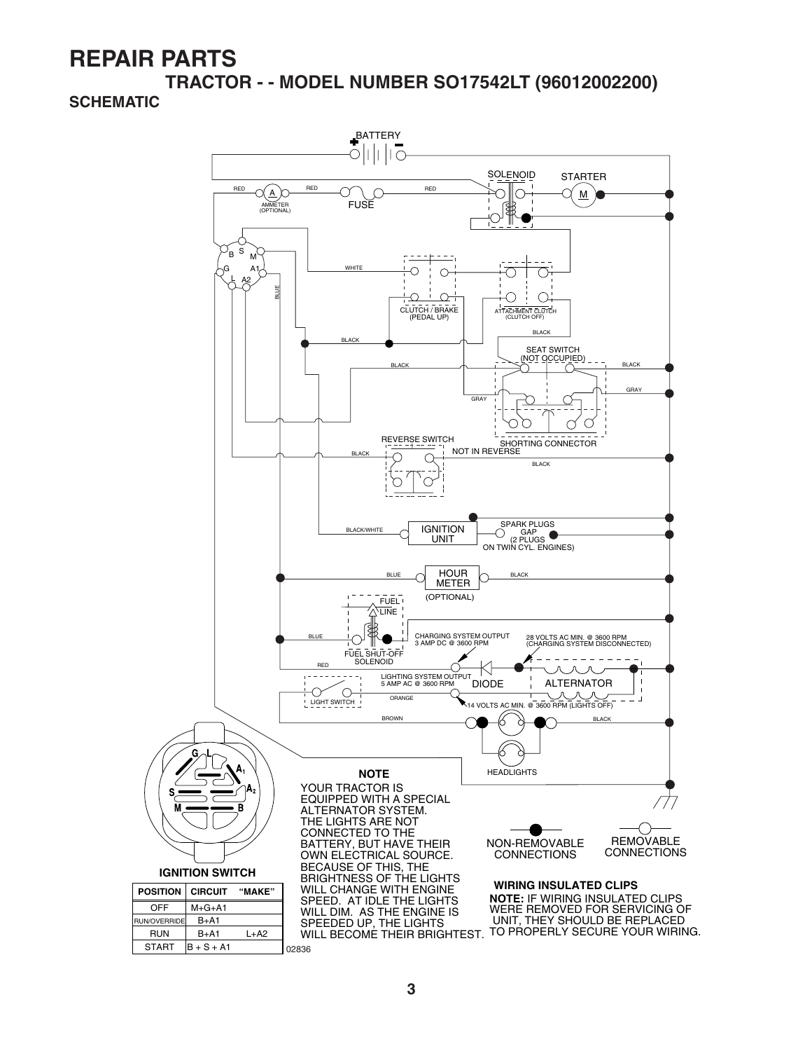# REPAIR PARTS

## TRACTOR - - MODEL NUMBER SO17542LT (96012002200)

### SCHEMATIC

BATTERY

SOLENOID

STARTER

RED

AMMETER (OPTIONAL)

RED

FUSE

RED

WHITE

BLUE

CLUTCH / BRAKE (PEDAL UP)

ATTACHMENT CLUTCH (CLUTCH OFF)

BLACK

BLACK

SEAT SWITCH (NOT OCCUPIED)

BLACK

BLACK

GRAY

GRAY

SHORTING CONNECTOR

REVERSE SWITCH

BLACK

NOT IN REVERSE

BLACK

BLACK/WHITE

IGNITION UNIT

SPARK PLUGS GAP (2 PLUGS ON TWIN CYL. ENGINES)

BLUE

HOUR METER (OPTIONAL)

BLACK

FUEL LINE

BLUE

FUEL SHUT-OFF SOLENOID

CHARGING SYSTEM OUTPUT 3 AMP DC @ 3600 RPM

28 VOLTS AC MIN. @ 3600 RPM (CHARGING SYSTEM DISCONNECTED)

RED

LIGHTING SYSTEM OUTPUT 5 AMP AC @ 3600 RPM

DIODE

ALTERNATOR

LIGHT SWITCH

ORANGE

14 VOLTS AC MIN. @ 3600 RPM (LIGHTS OFF)

BROWN

BLACK

HEADLIGHTS

**NOTE**

YOUR TRACTOR IS EQUIPPED WITH A SPECIAL ALTERNATOR SYSTEM. THE LIGHTS ARE NOT CONNECTED TO THE BATTERY, BUT HAVE THEIR OWN ELECTRICAL SOURCE. BECAUSE OF THIS, THE BRIGHTNESS OF THE LIGHTS WILL CHANGE WITH ENGINE SPEED. AT IDLE THE LIGHTS WILL DIM. AS THE ENGINE IS SPEEDED UP, THE LIGHTS WILL BECOME THEIR BRIGHTEST.

NON-REMOVABLE CONNECTIONS

REMOVABLE CONNECTIONS

**WIRING INSULATED CLIPS**

**NOTE:** IF WIRING INSULATED CLIPS WERE REMOVED FOR SERVICING OF UNIT, THEY SHOULD BE REPLACED TO PROPERLY SECURE YOUR WIRING.

**IGNITION SWITCH**

| POSITION | CIRCUIT | "MAKE" |
|---|---|---|
| OFF | M+G+A1 | |
| RUN/OVERRIDE | B+A1 | |
| RUN | B+A1 | L+A2 |
| START | B + S + A1 | |

02836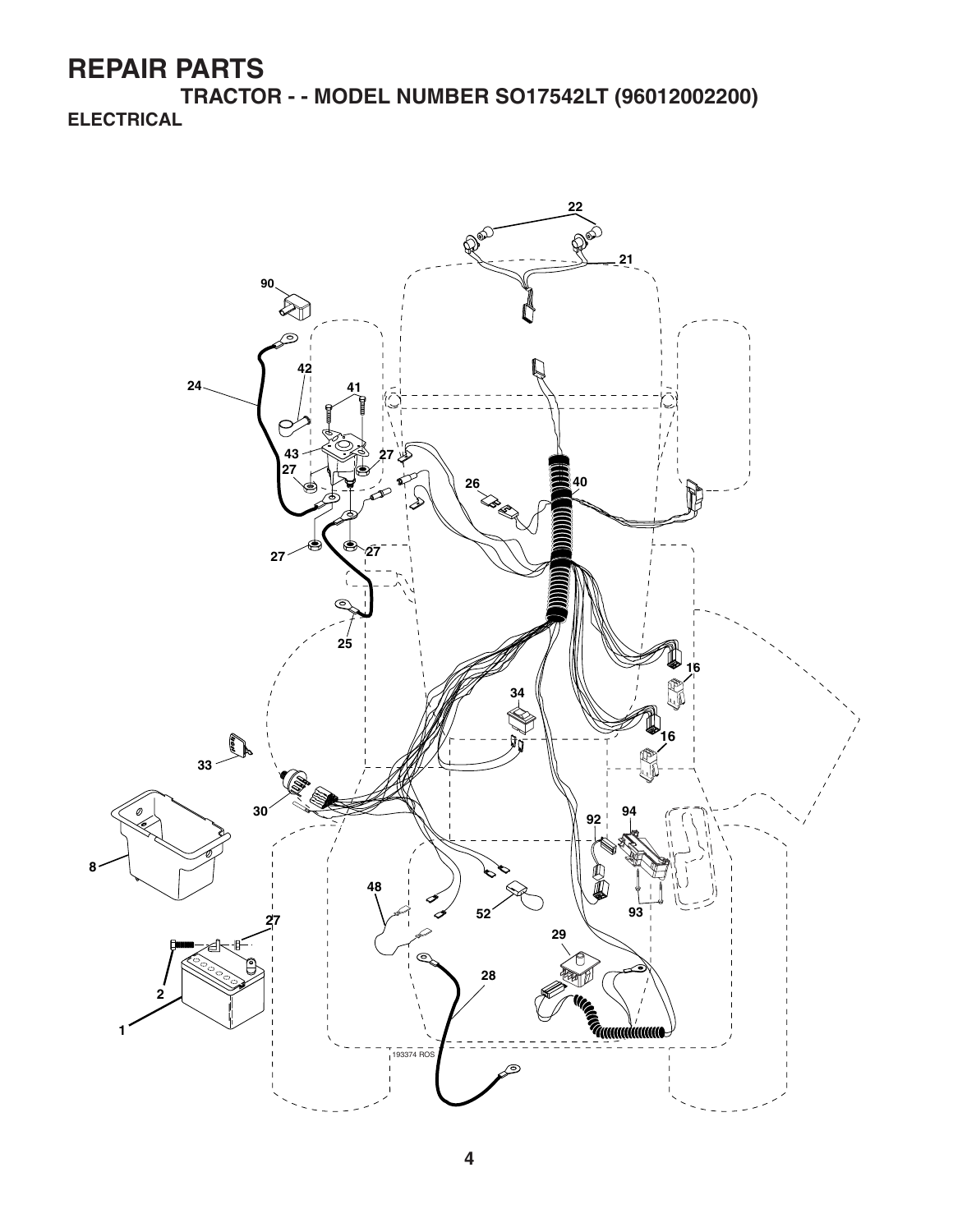# REPAIR PARTS

## TRACTOR - - MODEL NUMBER SO17542LT (96012002200)

### ELECTRICAL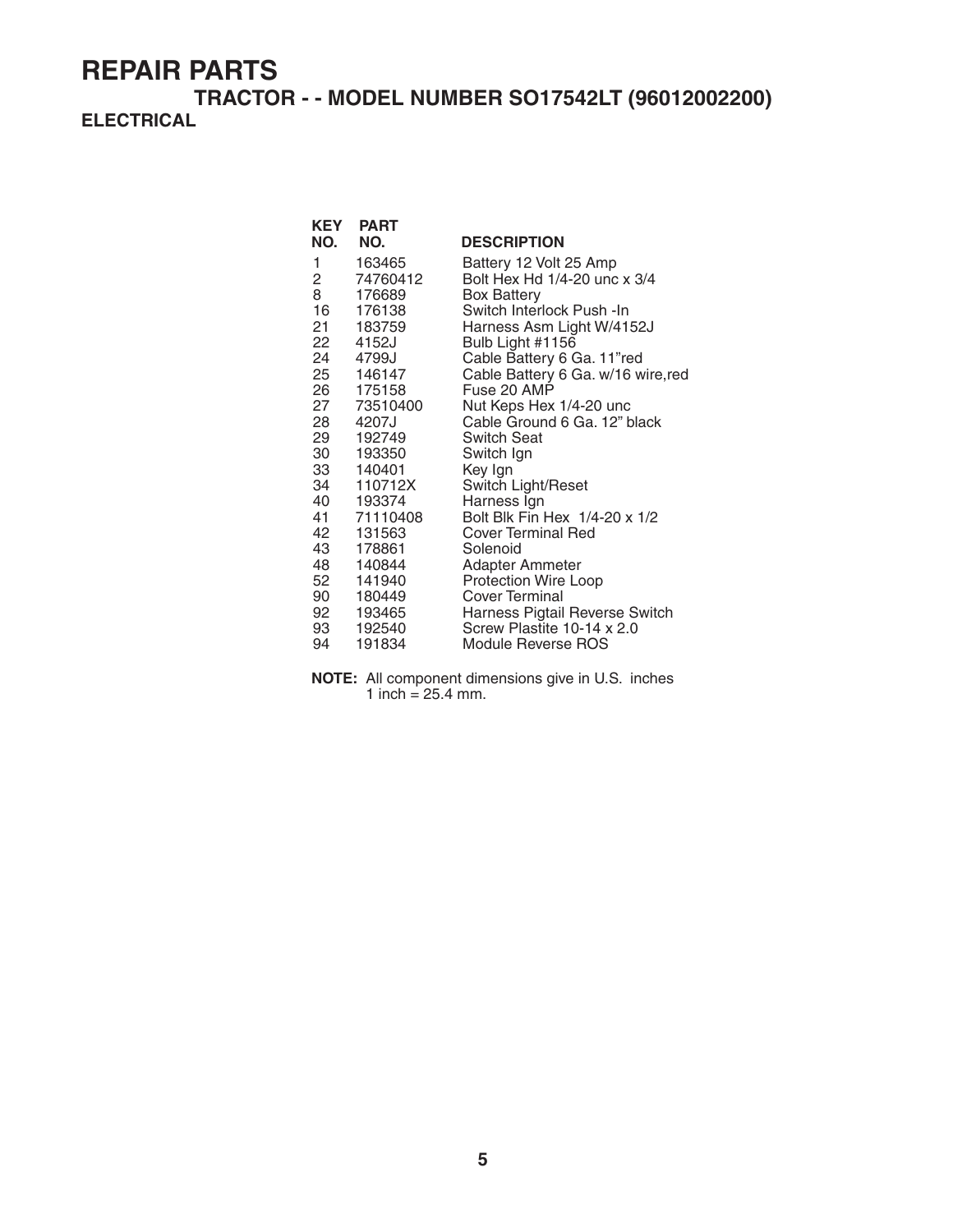# REPAIR PARTS

## TRACTOR - - MODEL NUMBER SO17542LT (96012002200)

### ELECTRICAL

| KEY NO. | PART NO. | DESCRIPTION |
|---|---|---|
| 1 | 163465 | Battery 12 Volt 25 Amp |
| 2 | 74760412 | Bolt Hex Hd 1/4-20 unc x 3/4 |
| 8 | 176689 | Box Battery |
| 16 | 176138 | Switch Interlock Push -In |
| 21 | 183759 | Harness Asm Light W/4152J |
| 22 | 4152J | Bulb Light #1156 |
| 24 | 4799J | Cable Battery 6 Ga. 11"red |
| 25 | 146147 | Cable Battery 6 Ga. w/16 wire,red |
| 26 | 175158 | Fuse 20 AMP |
| 27 | 73510400 | Nut Keps Hex 1/4-20 unc |
| 28 | 4207J | Cable Ground 6 Ga. 12" black |
| 29 | 192749 | Switch Seat |
| 30 | 193350 | Switch Ign |
| 33 | 140401 | Key Ign |
| 34 | 110712X | Switch Light/Reset |
| 40 | 193374 | Harness Ign |
| 41 | 71110408 | Bolt Blk Fin Hex 1/4-20 x 1/2 |
| 42 | 131563 | Cover Terminal Red |
| 43 | 178861 | Solenoid |
| 48 | 140844 | Adapter Ammeter |
| 52 | 141940 | Protection Wire Loop |
| 90 | 180449 | Cover Terminal |
| 92 | 193465 | Harness Pigtail Reverse Switch |
| 93 | 192540 | Screw Plastite 10-14 x 2.0 |
| 94 | 191834 | Module Reverse ROS |

**NOTE:** All component dimensions give in U.S. inches
1 inch = 25.4 mm.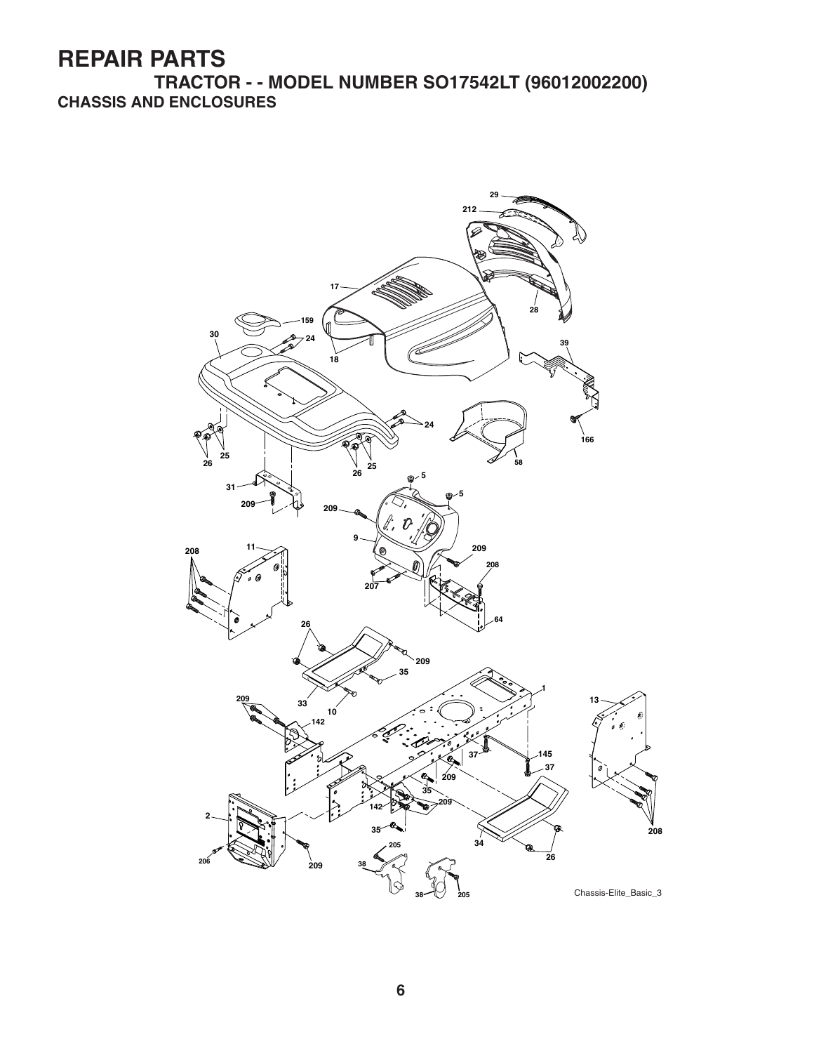# REPAIR PARTS

## TRACTOR - - MODEL NUMBER SO17542LT (96012002200)

### CHASSIS AND ENCLOSURES

Chassis-Elite_Basic_3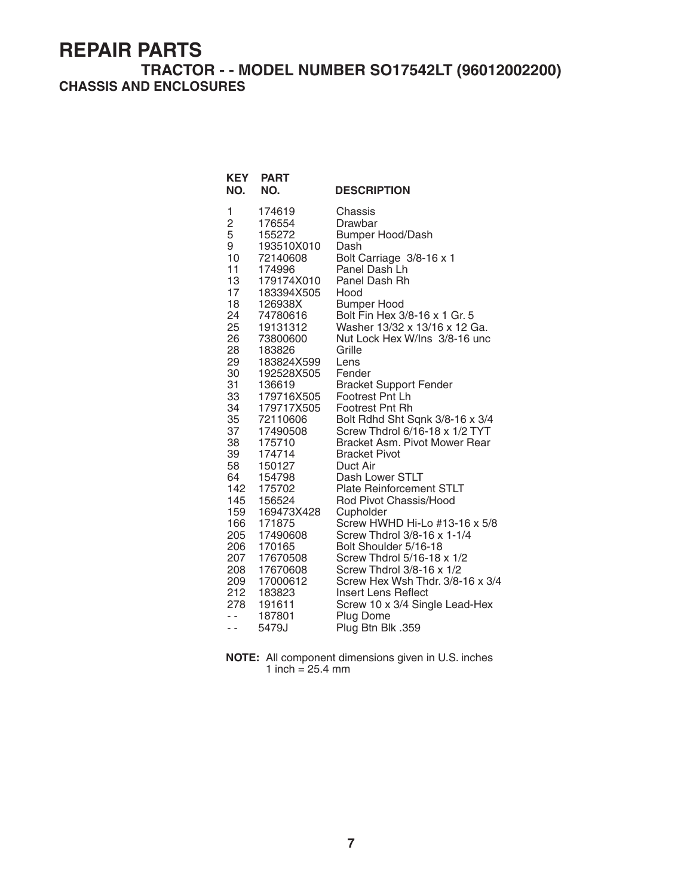# REPAIR PARTS

## TRACTOR - - MODEL NUMBER SO17542LT (96012002200)

### CHASSIS AND ENCLOSURES

| KEY NO. | PART NO. | DESCRIPTION |
|---|---|---|
| 1 | 174619 | Chassis |
| 2 | 176554 | Drawbar |
| 5 | 155272 | Bumper Hood/Dash |
| 9 | 193510X010 | Dash |
| 10 | 72140608 | Bolt Carriage 3/8-16 x 1 |
| 11 | 174996 | Panel Dash Lh |
| 13 | 179174X010 | Panel Dash Rh |
| 17 | 183394X505 | Hood |
| 18 | 126938X | Bumper Hood |
| 24 | 74780616 | Bolt Fin Hex 3/8-16 x 1 Gr. 5 |
| 25 | 19131312 | Washer 13/32 x 13/16 x 12 Ga. |
| 26 | 73800600 | Nut Lock Hex W/Ins 3/8-16 unc |
| 28 | 183826 | Grille |
| 29 | 183824X599 | Lens |
| 30 | 192528X505 | Fender |
| 31 | 136619 | Bracket Support Fender |
| 33 | 179716X505 | Footrest Pnt Lh |
| 34 | 179717X505 | Footrest Pnt Rh |
| 35 | 72110606 | Bolt Rdhd Sht Sqnk 3/8-16 x 3/4 |
| 37 | 17490508 | Screw Thdrol 6/16-18 x 1/2 TYT |
| 38 | 175710 | Bracket Asm. Pivot Mower Rear |
| 39 | 174714 | Bracket Pivot |
| 58 | 150127 | Duct Air |
| 64 | 154798 | Dash Lower STLT |
| 142 | 175702 | Plate Reinforcement STLT |
| 145 | 156524 | Rod Pivot Chassis/Hood |
| 159 | 169473X428 | Cupholder |
| 166 | 171875 | Screw HWHD Hi-Lo #13-16 x 5/8 |
| 205 | 17490608 | Screw Thdrol 3/8-16 x 1-1/4 |
| 206 | 170165 | Bolt Shoulder 5/16-18 |
| 207 | 17670508 | Screw Thdrol 5/16-18 x 1/2 |
| 208 | 17670608 | Screw Thdrol 3/8-16 x 1/2 |
| 209 | 17000612 | Screw Hex Wsh Thdr. 3/8-16 x 3/4 |
| 212 | 183823 | Insert Lens Reflect |
| 278 | 191611 | Screw 10 x 3/4 Single Lead-Hex |
| - - | 187801 | Plug Dome |
| - - | 5479J | Plug Btn Blk .359 |

**NOTE:** All component dimensions given in U.S. inches
1 inch = 25.4 mm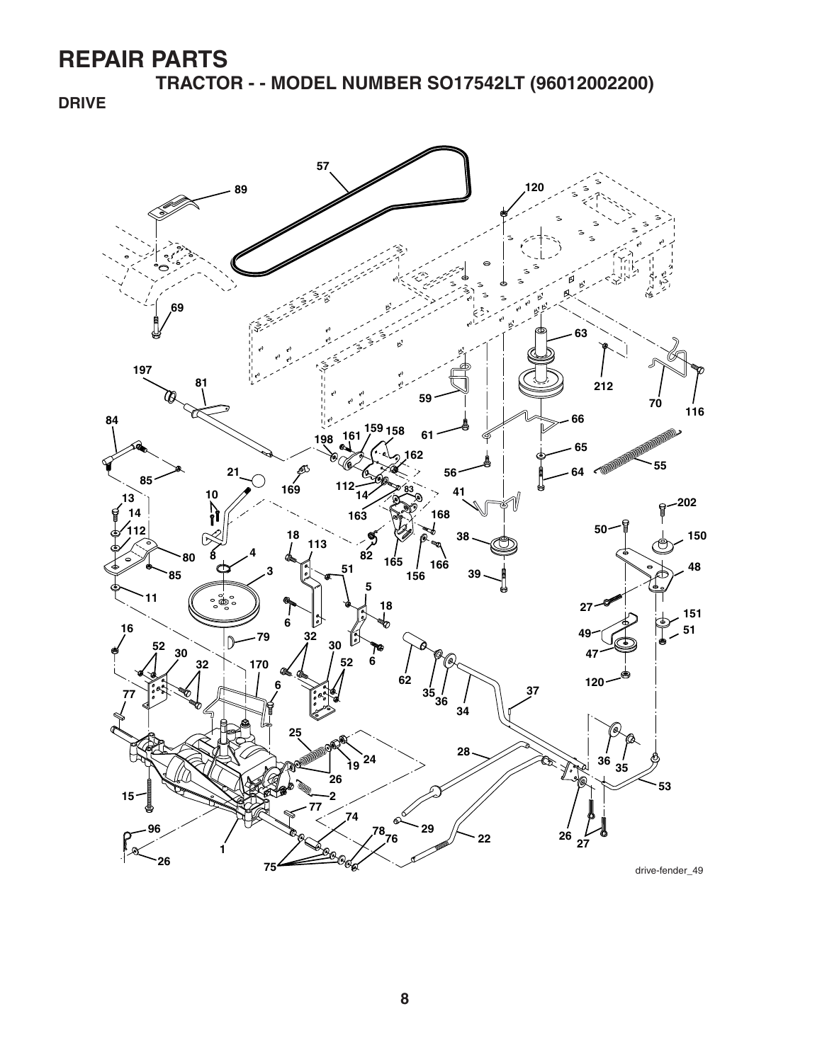# REPAIR PARTS

## TRACTOR - - MODEL NUMBER SO17542LT (96012002200)

### DRIVE

57 89 120 69 63 212 197 81 70 116 59 66 84 161 159 158 61 198 162 65 55 56 64 85 21 169 112 14 83 41 13 10 163 168 202 14 50 150 112 18 113 38 4 82 165 166 48 80 8 51 85 3 156 39 5 11 18 27 151 16 6 49 79 51 32 52 30 30 47 6 62 52 32 170 120 35 36 37 77 6 34 25 28 19 24 36 35 53 26 15 2 77 74 96 29 26 27 78 76 22 1 26 75

drive-fender_49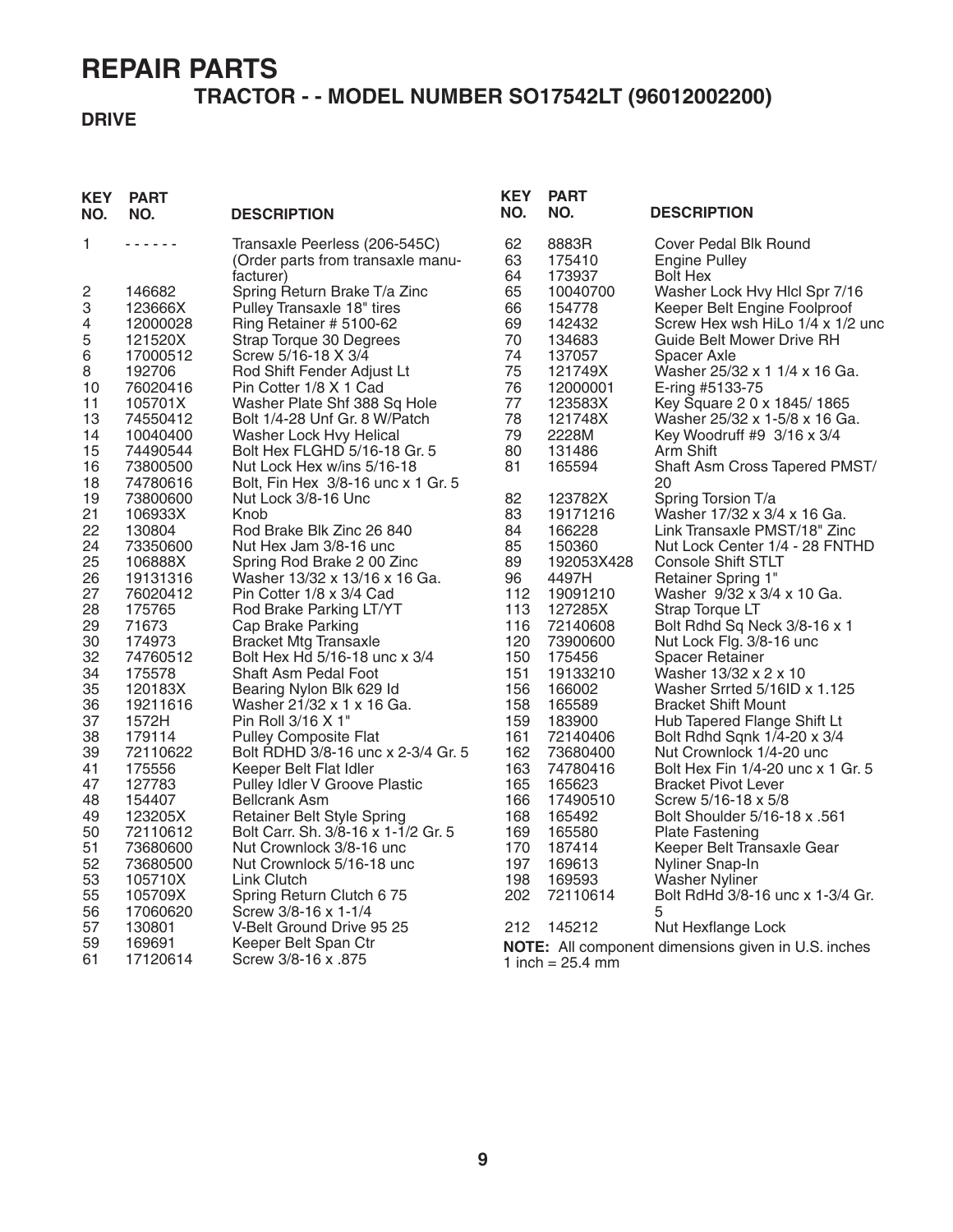# REPAIR PARTS

## TRACTOR - - MODEL NUMBER SO17542LT (96012002200)

### DRIVE

| KEY NO. | PART NO. | DESCRIPTION |
|---|---|---|
| 1 | - - - - - - | Transaxle Peerless (206-545C) (Order parts from transaxle manufacturer) |
| 2 | 146682 | Spring Return Brake T/a Zinc |
| 3 | 123666X | Pulley Transaxle 18" tires |
| 4 | 12000028 | Ring Retainer # 5100-62 |
| 5 | 121520X | Strap Torque 30 Degrees |
| 6 | 17000512 | Screw 5/16-18 X 3/4 |
| 8 | 192706 | Rod Shift Fender Adjust Lt |
| 10 | 76020416 | Pin Cotter 1/8 X 1 Cad |
| 11 | 105701X | Washer Plate Shf 388 Sq Hole |
| 13 | 74550412 | Bolt 1/4-28 Unf Gr. 8 W/Patch |
| 14 | 10040400 | Washer Lock Hvy Helical |
| 15 | 74490544 | Bolt Hex FLGHD 5/16-18 Gr. 5 |
| 16 | 73800500 | Nut Lock Hex w/ins 5/16-18 |
| 18 | 74780616 | Bolt, Fin Hex 3/8-16 unc x 1 Gr. 5 |
| 19 | 73800600 | Nut Lock 3/8-16 Unc |
| 21 | 106933X | Knob |
| 22 | 130804 | Rod Brake Blk Zinc 26 840 |
| 24 | 73350600 | Nut Hex Jam 3/8-16 unc |
| 25 | 106888X | Spring Rod Brake 2 00 Zinc |
| 26 | 19131316 | Washer 13/32 x 13/16 x 16 Ga. |
| 27 | 76020412 | Pin Cotter 1/8 x 3/4 Cad |
| 28 | 175765 | Rod Brake Parking LT/YT |
| 29 | 71673 | Cap Brake Parking |
| 30 | 174973 | Bracket Mtg Transaxle |
| 32 | 74760512 | Bolt Hex Hd 5/16-18 unc x 3/4 |
| 34 | 175578 | Shaft Asm Pedal Foot |
| 35 | 120183X | Bearing Nylon Blk 629 Id |
| 36 | 19211616 | Washer 21/32 x 1 x 16 Ga. |
| 37 | 1572H | Pin Roll 3/16 X 1" |
| 38 | 179114 | Pulley Composite Flat |
| 39 | 72110622 | Bolt RDHD 3/8-16 unc x 2-3/4 Gr. 5 |
| 41 | 175556 | Keeper Belt Flat Idler |
| 47 | 127783 | Pulley Idler V Groove Plastic |
| 48 | 154407 | Bellcrank Asm |
| 49 | 123205X | Retainer Belt Style Spring |
| 50 | 72110612 | Bolt Carr. Sh. 3/8-16 x 1-1/2 Gr. 5 |
| 51 | 73680600 | Nut Crownlock 3/8-16 unc |
| 52 | 73680500 | Nut Crownlock 5/16-18 unc |
| 53 | 105710X | Link Clutch |
| 55 | 105709X | Spring Return Clutch 6 75 |
| 56 | 17060620 | Screw 3/8-16 x 1-1/4 |
| 57 | 130801 | V-Belt Ground Drive 95 25 |
| 59 | 169691 | Keeper Belt Span Ctr |
| 61 | 17120614 | Screw 3/8-16 x .875 |
| 62 | 8883R | Cover Pedal Blk Round |
| 63 | 175410 | Engine Pulley |
| 64 | 173937 | Bolt Hex |
| 65 | 10040700 | Washer Lock Hvy Hlcl Spr 7/16 |
| 66 | 154778 | Keeper Belt Engine Foolproof |
| 69 | 142432 | Screw Hex wsh HiLo 1/4 x 1/2 unc |
| 70 | 134683 | Guide Belt Mower Drive RH |
| 74 | 137057 | Spacer Axle |
| 75 | 121749X | Washer 25/32 x 1 1/4 x 16 Ga. |
| 76 | 12000001 | E-ring #5133-75 |
| 77 | 123583X | Key Square 2 0 x 1845/ 1865 |
| 78 | 121748X | Washer 25/32 x 1-5/8 x 16 Ga. |
| 79 | 2228M | Key Woodruff #9 3/16 x 3/4 |
| 80 | 131486 | Arm Shift |
| 81 | 165594 | Shaft Asm Cross Tapered PMST/20 |
| 82 | 123782X | Spring Torsion T/a |
| 83 | 19171216 | Washer 17/32 x 3/4 x 16 Ga. |
| 84 | 166228 | Link Transaxle PMST/18" Zinc |
| 85 | 150360 | Nut Lock Center 1/4 - 28 FNTHD |
| 89 | 192053X428 | Console Shift STLT |
| 96 | 4497H | Retainer Spring 1" |
| 112 | 19091210 | Washer 9/32 x 3/4 x 10 Ga. |
| 113 | 127285X | Strap Torque LT |
| 116 | 72140608 | Bolt Rdhd Sq Neck 3/8-16 x 1 |
| 120 | 73900600 | Nut Lock Flg. 3/8-16 unc |
| 150 | 175456 | Spacer Retainer |
| 151 | 19133210 | Washer 13/32 x 2 x 10 |
| 156 | 166002 | Washer Srrted 5/16ID x 1.125 |
| 158 | 165589 | Bracket Shift Mount |
| 159 | 183900 | Hub Tapered Flange Shift Lt |
| 161 | 72140406 | Bolt Rdhd Sqnk 1/4-20 x 3/4 |
| 162 | 73680400 | Nut Crownlock 1/4-20 unc |
| 163 | 74780416 | Bolt Hex Fin 1/4-20 unc x 1 Gr. 5 |
| 165 | 165623 | Bracket Pivot Lever |
| 166 | 17490510 | Screw 5/16-18 x 5/8 |
| 168 | 165492 | Bolt Shoulder 5/16-18 x .561 |
| 169 | 165580 | Plate Fastening |
| 170 | 187414 | Keeper Belt Transaxle Gear |
| 197 | 169613 | Nyliner Snap-In |
| 198 | 169593 | Washer Nyliner |
| 202 | 72110614 | Bolt RdHd 3/8-16 unc x 1-3/4 Gr. 5 |
| 212 | 145212 | Nut Hexflange Lock |

**NOTE:** All component dimensions given in U.S. inches
1 inch = 25.4 mm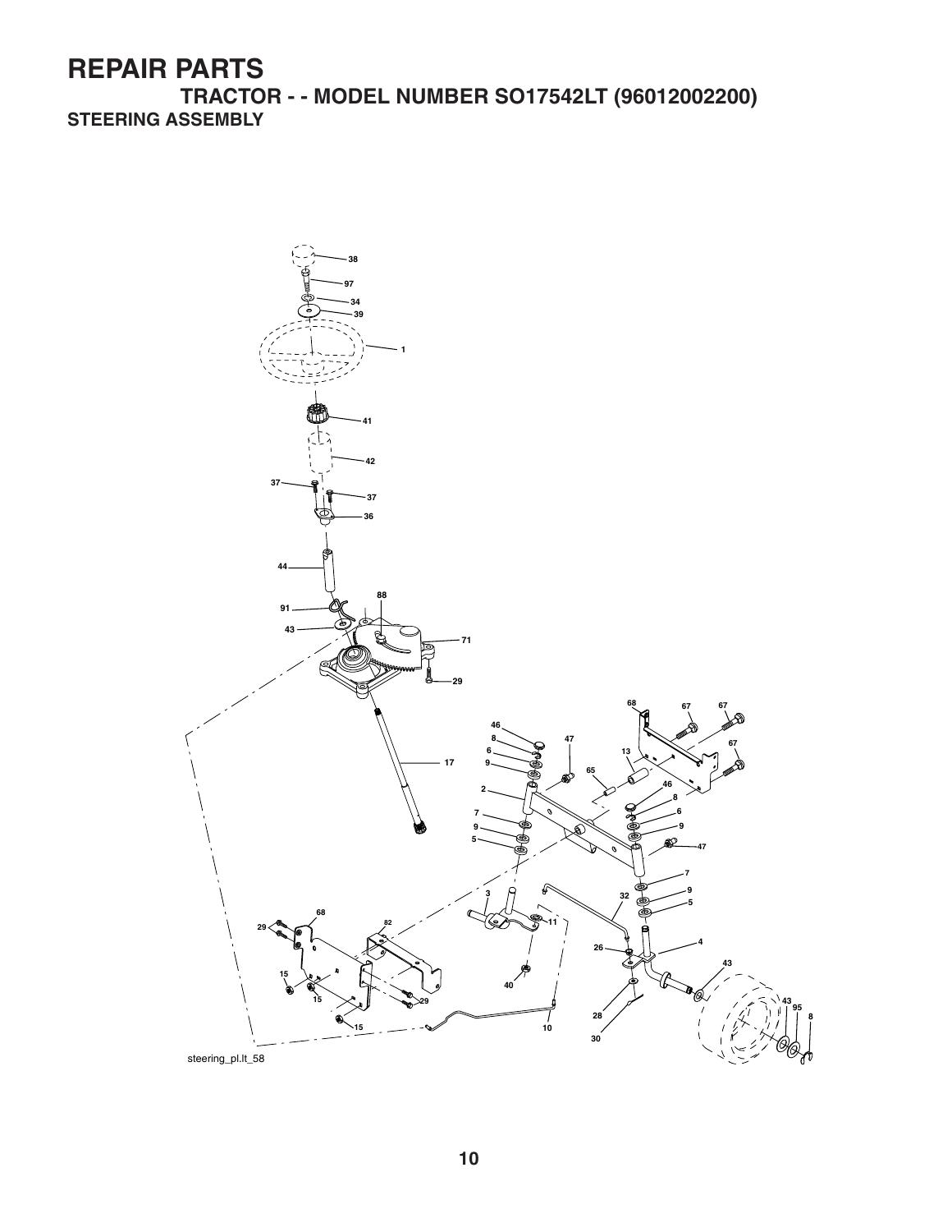# REPAIR PARTS

## TRACTOR - - MODEL NUMBER SO17542LT (96012002200)

### STEERING ASSEMBLY

steering_pl.lt_58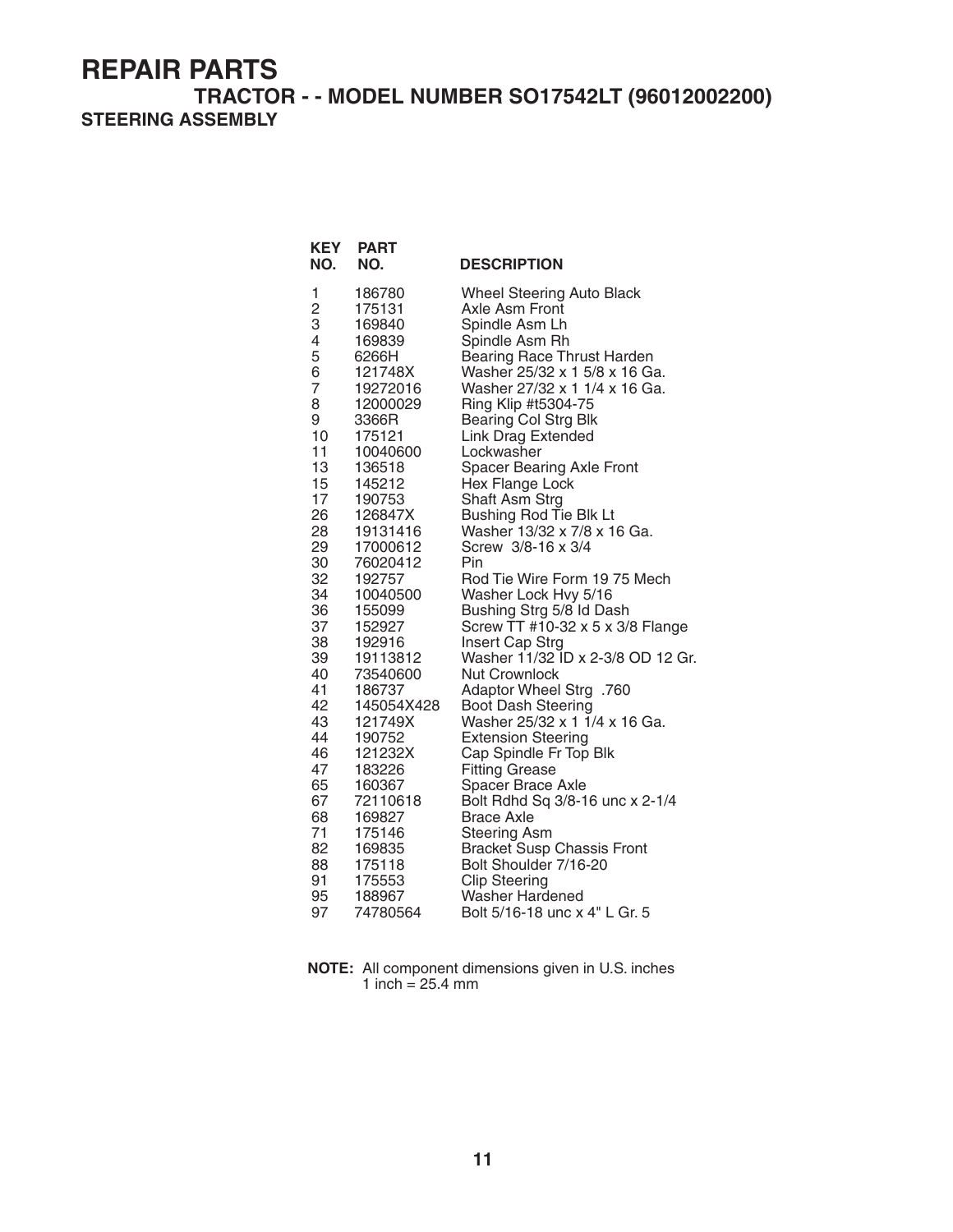# REPAIR PARTS

## TRACTOR - - MODEL NUMBER SO17542LT (96012002200)

### STEERING ASSEMBLY

| KEY NO. | PART NO. | DESCRIPTION |
|---|---|---|
| 1 | 186780 | Wheel Steering Auto Black |
| 2 | 175131 | Axle Asm Front |
| 3 | 169840 | Spindle Asm Lh |
| 4 | 169839 | Spindle Asm Rh |
| 5 | 6266H | Bearing Race Thrust Harden |
| 6 | 121748X | Washer 25/32 x 1 5/8 x 16 Ga. |
| 7 | 19272016 | Washer 27/32 x 1 1/4 x 16 Ga. |
| 8 | 12000029 | Ring Klip #t5304-75 |
| 9 | 3366R | Bearing Col Strg Blk |
| 10 | 175121 | Link Drag Extended |
| 11 | 10040600 | Lockwasher |
| 13 | 136518 | Spacer Bearing Axle Front |
| 15 | 145212 | Hex Flange Lock |
| 17 | 190753 | Shaft Asm Strg |
| 26 | 126847X | Bushing Rod Tie Blk Lt |
| 28 | 19131416 | Washer 13/32 x 7/8 x 16 Ga. |
| 29 | 17000612 | Screw 3/8-16 x 3/4 |
| 30 | 76020412 | Pin |
| 32 | 192757 | Rod Tie Wire Form 19 75 Mech |
| 34 | 10040500 | Washer Lock Hvy 5/16 |
| 36 | 155099 | Bushing Strg 5/8 Id Dash |
| 37 | 152927 | Screw TT #10-32 x 5 x 3/8 Flange |
| 38 | 192916 | Insert Cap Strg |
| 39 | 19113812 | Washer 11/32 ID x 2-3/8 OD 12 Gr. |
| 40 | 73540600 | Nut Crownlock |
| 41 | 186737 | Adaptor Wheel Strg .760 |
| 42 | 145054X428 | Boot Dash Steering |
| 43 | 121749X | Washer 25/32 x 1 1/4 x 16 Ga. |
| 44 | 190752 | Extension Steering |
| 46 | 121232X | Cap Spindle Fr Top Blk |
| 47 | 183226 | Fitting Grease |
| 65 | 160367 | Spacer Brace Axle |
| 67 | 72110618 | Bolt Rdhd Sq 3/8-16 unc x 2-1/4 |
| 68 | 169827 | Brace Axle |
| 71 | 175146 | Steering Asm |
| 82 | 169835 | Bracket Susp Chassis Front |
| 88 | 175118 | Bolt Shoulder 7/16-20 |
| 91 | 175553 | Clip Steering |
| 95 | 188967 | Washer Hardened |
| 97 | 74780564 | Bolt 5/16-18 unc x 4" L Gr. 5 |

**NOTE:** All component dimensions given in U.S. inches
1 inch = 25.4 mm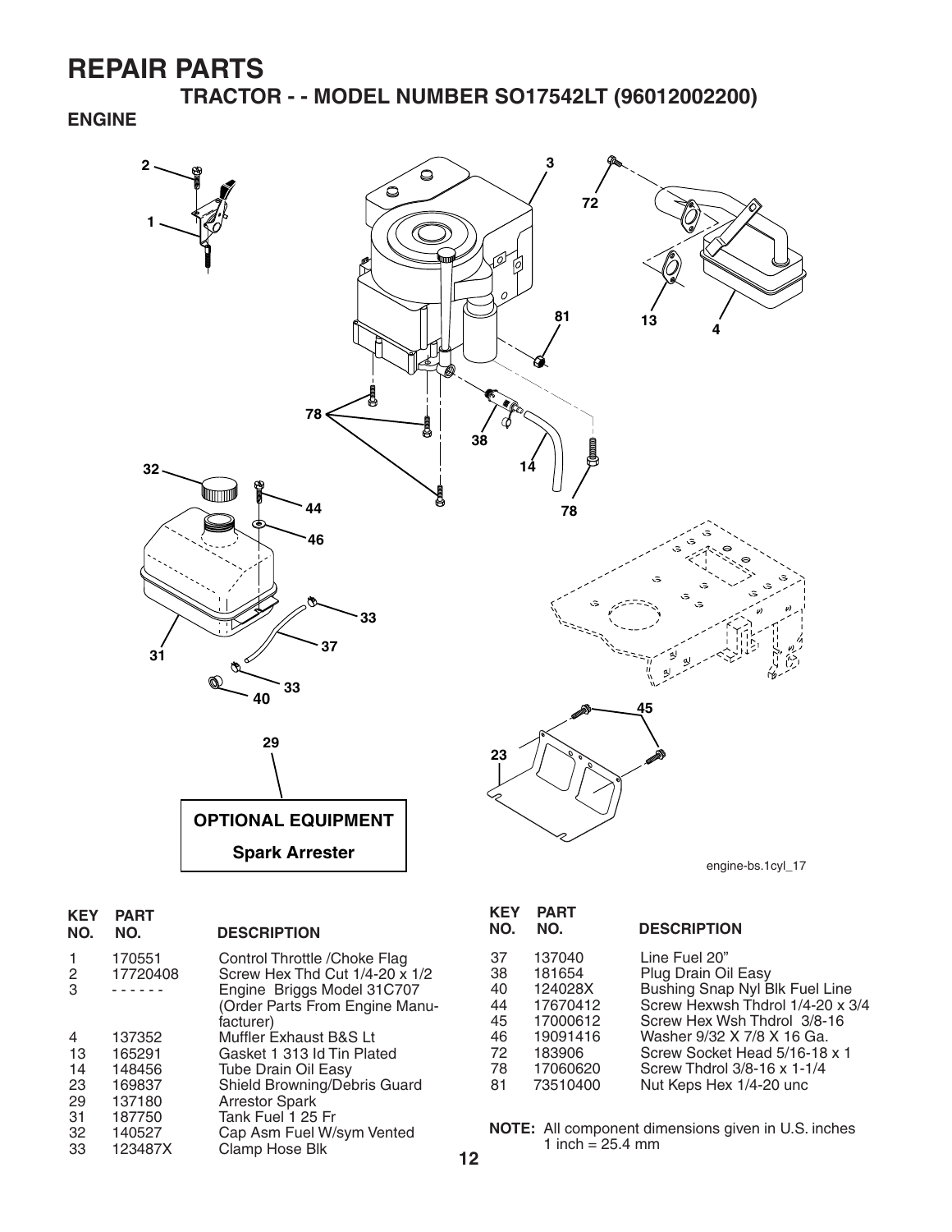# REPAIR PARTS

## TRACTOR - - MODEL NUMBER SO17542LT (96012002200)

### ENGINE

OPTIONAL EQUIPMENT

Spark Arrester

engine-bs.1cyl_17

| KEY NO. | PART NO. | DESCRIPTION |
|---|---|---|
| 1 | 170551 | Control Throttle /Choke Flag |
| 2 | 17720408 | Screw Hex Thd Cut 1/4-20 x 1/2 |
| 3 | ------ | Engine Briggs Model 31C707 (Order Parts From Engine Manufacturer) |
| 4 | 137352 | Muffler Exhaust B&S Lt |
| 13 | 165291 | Gasket 1 313 Id Tin Plated |
| 14 | 148456 | Tube Drain Oil Easy |
| 23 | 169837 | Shield Browning/Debris Guard |
| 29 | 137180 | Arrestor Spark |
| 31 | 187750 | Tank Fuel 1 25 Fr |
| 32 | 140527 | Cap Asm Fuel W/sym Vented |
| 33 | 123487X | Clamp Hose Blk |
| 37 | 137040 | Line Fuel 20" |
| 38 | 181654 | Plug Drain Oil Easy |
| 40 | 124028X | Bushing Snap Nyl Blk Fuel Line |
| 44 | 17670412 | Screw Hexwsh Thdrol 1/4-20 x 3/4 |
| 45 | 17000612 | Screw Hex Wsh Thdrol 3/8-16 |
| 46 | 19091416 | Washer 9/32 X 7/8 X 16 Ga. |
| 72 | 183906 | Screw Socket Head 5/16-18 x 1 |
| 78 | 17060620 | Screw Thdrol 3/8-16 x 1-1/4 |
| 81 | 73510400 | Nut Keps Hex 1/4-20 unc |

**NOTE:** All component dimensions given in U.S. inches
1 inch = 25.4 mm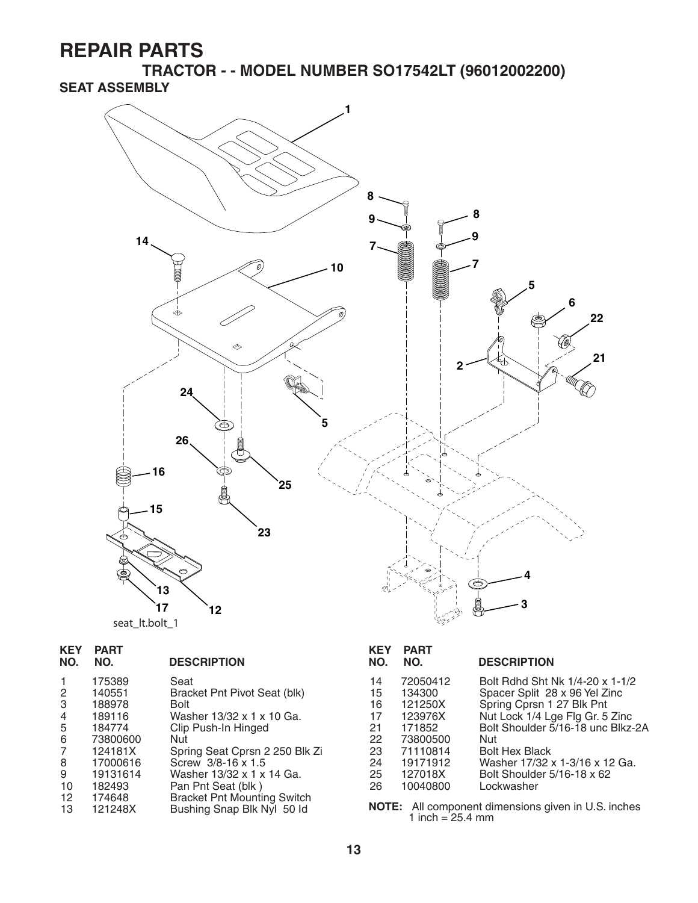# REPAIR PARTS

## TRACTOR - - MODEL NUMBER SO17542LT (96012002200)

### SEAT ASSEMBLY

seat_lt.bolt_1

| KEY NO. | PART NO. | DESCRIPTION |
|---|---|---|
| 1 | 175389 | Seat |
| 2 | 140551 | Bracket Pnt Pivot Seat (blk) |
| 3 | 188978 | Bolt |
| 4 | 189116 | Washer 13/32 x 1 x 10 Ga. |
| 5 | 184774 | Clip Push-In Hinged |
| 6 | 73800600 | Nut |
| 7 | 124181X | Spring Seat Cprsn 2 250 Blk Zi |
| 8 | 17000616 | Screw 3/8-16 x 1.5 |
| 9 | 19131614 | Washer 13/32 x 1 x 14 Ga. |
| 10 | 182493 | Pan Pnt Seat (blk ) |
| 12 | 174648 | Bracket Pnt Mounting Switch |
| 13 | 121248X | Bushing Snap Blk Nyl 50 Id |
| 14 | 72050412 | Bolt Rdhd Sht Nk 1/4-20 x 1-1/2 |
| 15 | 134300 | Spacer Split 28 x 96 Yel Zinc |
| 16 | 121250X | Spring Cprsn 1 27 Blk Pnt |
| 17 | 123976X | Nut Lock 1/4 Lge Flg Gr. 5 Zinc |
| 21 | 171852 | Bolt Shoulder 5/16-18 unc Blkz-2A |
| 22 | 73800500 | Nut |
| 23 | 71110814 | Bolt Hex Black |
| 24 | 19171912 | Washer 17/32 x 1-3/16 x 12 Ga. |
| 25 | 127018X | Bolt Shoulder 5/16-18 x 62 |
| 26 | 10040800 | Lockwasher |

**NOTE:** All component dimensions given in U.S. inches
1 inch = 25.4 mm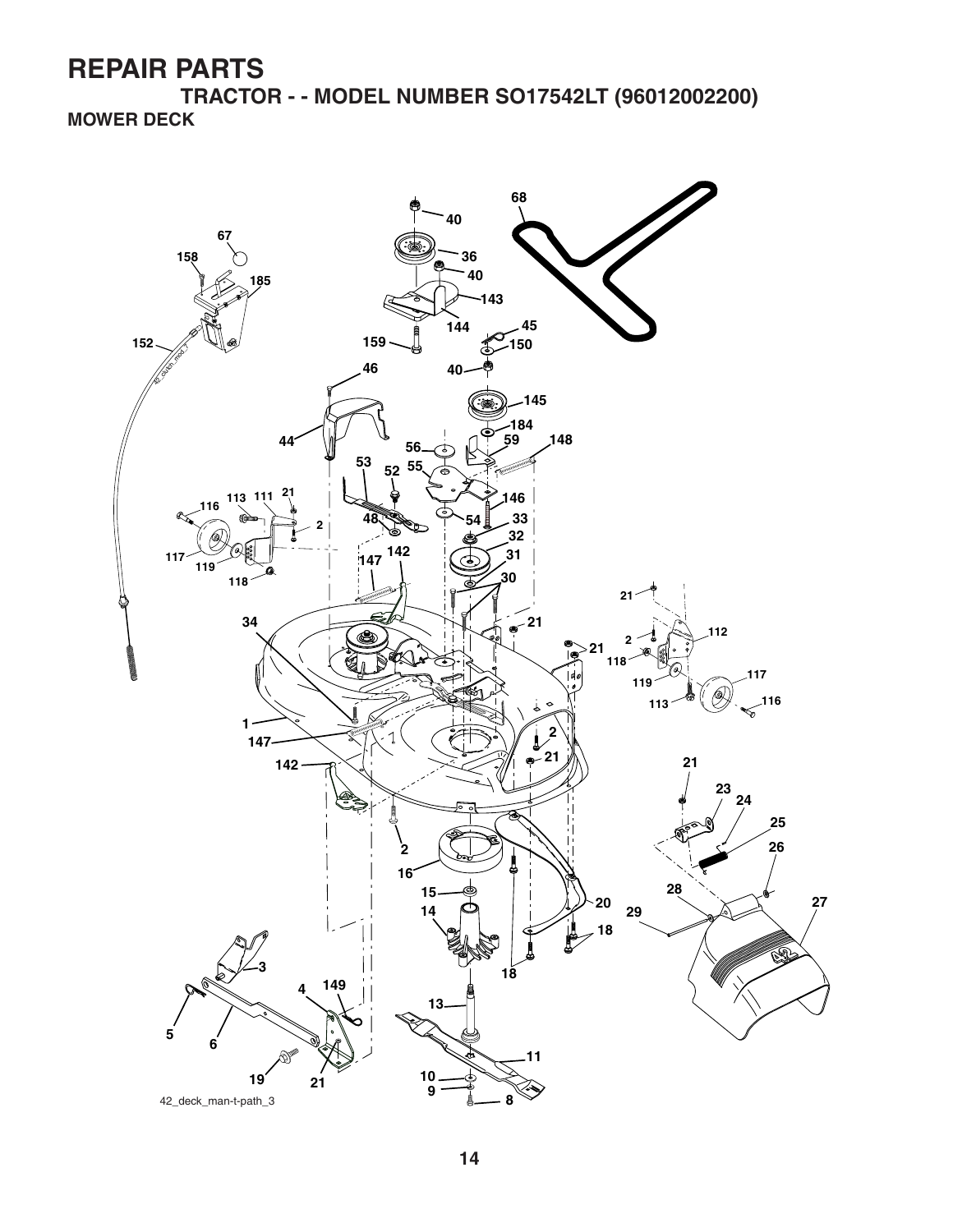# REPAIR PARTS

## TRACTOR - - MODEL NUMBER SO17542LT (96012002200)

### MOWER DECK

42_deck_man-t-path_3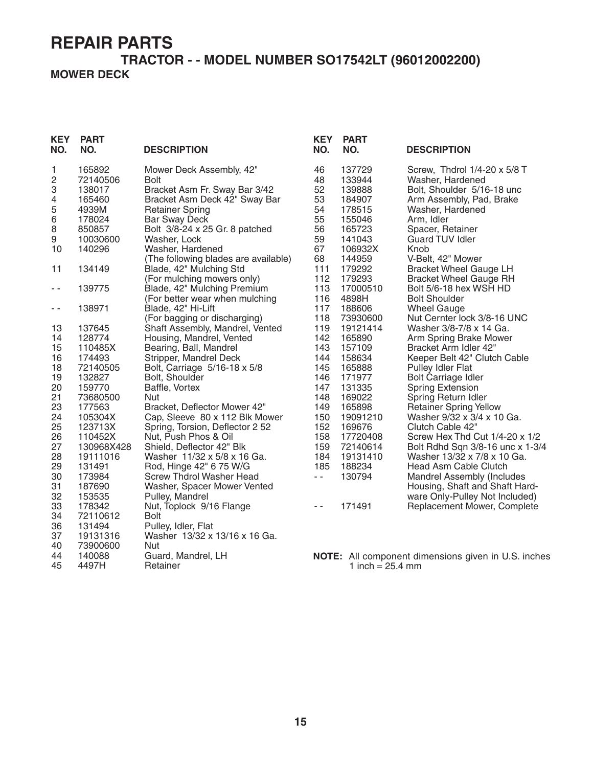# REPAIR PARTS

## TRACTOR - - MODEL NUMBER SO17542LT (96012002200)

### MOWER DECK

| KEY NO. | PART NO. | DESCRIPTION |
|---|---|---|
| 1 | 165892 | Mower Deck Assembly, 42" |
| 2 | 72140506 | Bolt |
| 3 | 138017 | Bracket Asm Fr. Sway Bar 3/42 |
| 4 | 165460 | Bracket Asm Deck 42" Sway Bar |
| 5 | 4939M | Retainer Spring |
| 6 | 178024 | Bar Sway Deck |
| 8 | 850857 | Bolt 3/8-24 x 25 Gr. 8 patched |
| 9 | 10030600 | Washer, Lock |
| 10 | 140296 | Washer, Hardened |
| | | (The following blades are available) |
| 11 | 134149 | Blade, 42" Mulching Std |
| | | (For mulching mowers only) |
| - - | 139775 | Blade, 42" Mulching Premium |
| | | (For better wear when mulching |
| - - | 138971 | Blade, 42" Hi-Lift |
| | | (For bagging or discharging) |
| 13 | 137645 | Shaft Assembly, Mandrel, Vented |
| 14 | 128774 | Housing, Mandrel, Vented |
| 15 | 110485X | Bearing, Ball, Mandrel |
| 16 | 174493 | Stripper, Mandrel Deck |
| 18 | 72140505 | Bolt, Carriage 5/16-18 x 5/8 |
| 19 | 132827 | Bolt, Shoulder |
| 20 | 159770 | Baffle, Vortex |
| 21 | 73680500 | Nut |
| 23 | 177563 | Bracket, Deflector Mower 42" |
| 24 | 105304X | Cap, Sleeve 80 x 112 Blk Mower |
| 25 | 123713X | Spring, Torsion, Deflector 2 52 |
| 26 | 110452X | Nut, Push Phos & Oil |
| 27 | 130968X428 | Shield, Deflector 42" Blk |
| 28 | 19111016 | Washer 11/32 x 5/8 x 16 Ga. |
| 29 | 131491 | Rod, Hinge 42" 6 75 W/G |
| 30 | 173984 | Screw Thdrol Washer Head |
| 31 | 187690 | Washer, Spacer Mower Vented |
| 32 | 153535 | Pulley, Mandrel |
| 33 | 178342 | Nut, Toplock 9/16 Flange |
| 34 | 72110612 | Bolt |
| 36 | 131494 | Pulley, Idler, Flat |
| 37 | 19131316 | Washer 13/32 x 13/16 x 16 Ga. |
| 40 | 73900600 | Nut |
| 44 | 140088 | Guard, Mandrel, LH |
| 45 | 4497H | Retainer |
| 46 | 137729 | Screw, Thdrol 1/4-20 x 5/8 T |
| 48 | 133944 | Washer, Hardened |
| 52 | 139888 | Bolt, Shoulder 5/16-18 unc |
| 53 | 184907 | Arm Assembly, Pad, Brake |
| 54 | 178515 | Washer, Hardened |
| 55 | 155046 | Arm, Idler |
| 56 | 165723 | Spacer, Retainer |
| 59 | 141043 | Guard TUV Idler |
| 67 | 106932X | Knob |
| 68 | 144959 | V-Belt, 42" Mower |
| 111 | 179292 | Bracket Wheel Gauge LH |
| 112 | 179293 | Bracket Wheel Gauge RH |
| 113 | 17000510 | Bolt 5/6-18 hex WSH HD |
| 116 | 4898H | Bolt Shoulder |
| 117 | 188606 | Wheel Gauge |
| 118 | 73930600 | Nut Cernter lock 3/8-16 UNC |
| 119 | 19121414 | Washer 3/8-7/8 x 14 Ga. |
| 142 | 165890 | Arm Spring Brake Mower |
| 143 | 157109 | Bracket Arm Idler 42" |
| 144 | 158634 | Keeper Belt 42" Clutch Cable |
| 145 | 165888 | Pulley Idler Flat |
| 146 | 171977 | Bolt Carriage Idler |
| 147 | 131335 | Spring Extension |
| 148 | 169022 | Spring Return Idler |
| 149 | 165898 | Retainer Spring Yellow |
| 150 | 19091210 | Washer 9/32 x 3/4 x 10 Ga. |
| 152 | 169676 | Clutch Cable 42" |
| 158 | 17720408 | Screw Hex Thd Cut 1/4-20 x 1/2 |
| 159 | 72140614 | Bolt Rdhd Sqn 3/8-16 unc x 1-3/4 |
| 184 | 19131410 | Washer 13/32 x 7/8 x 10 Ga. |
| 185 | 188234 | Head Asm Cable Clutch |
| - - | 130794 | Mandrel Assembly (Includes Housing, Shaft and Shaft Hardware Only-Pulley Not Included) |
| - - | 171491 | Replacement Mower, Complete |

**NOTE:** All component dimensions given in U.S. inches
1 inch = 25.4 mm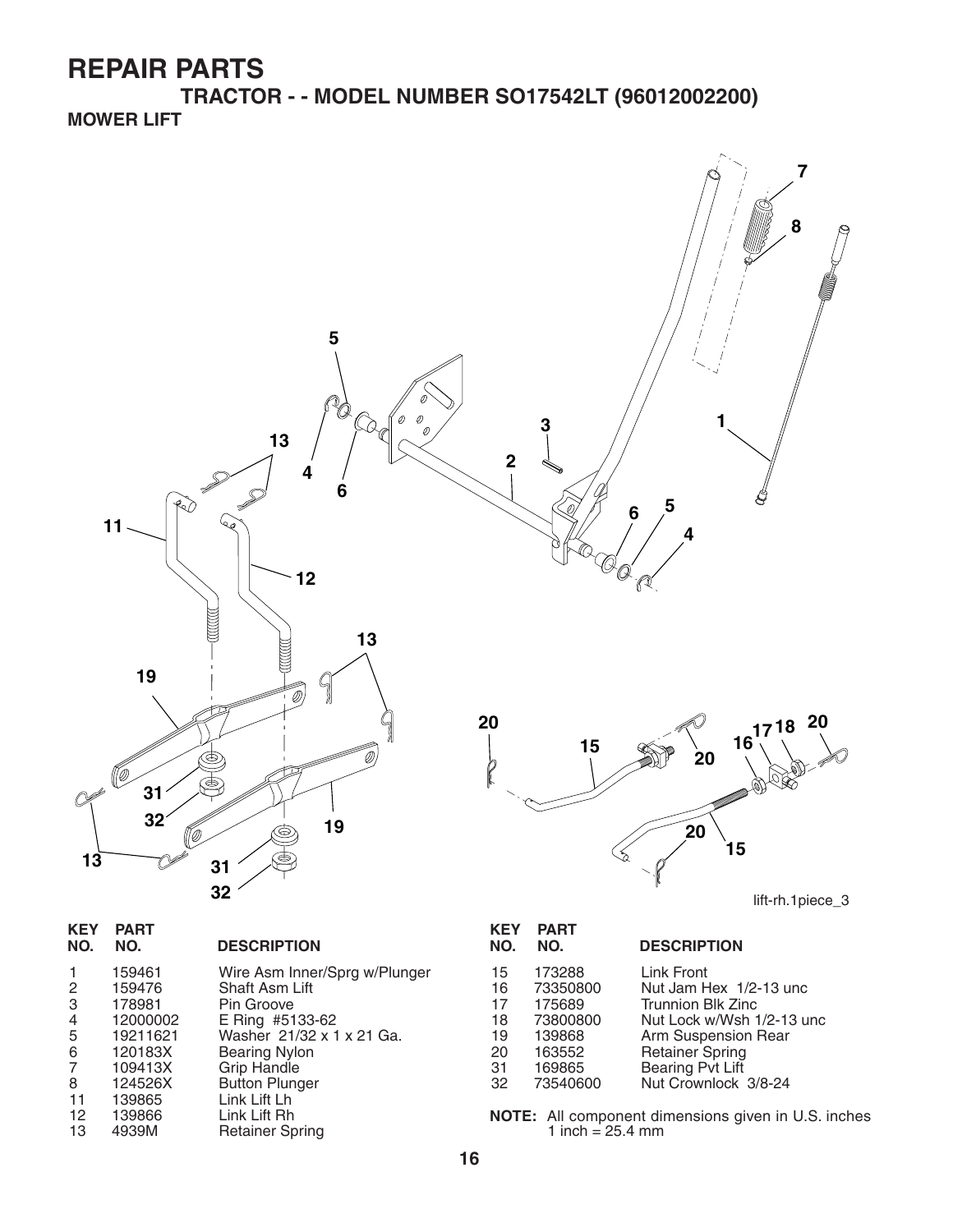# REPAIR PARTS

## TRACTOR - - MODEL NUMBER SO17542LT (96012002200)

### MOWER LIFT

lift-rh.1piece_3

| KEY NO. | PART NO. | DESCRIPTION |
|---|---|---|
| 1 | 159461 | Wire Asm Inner/Sprg w/Plunger |
| 2 | 159476 | Shaft Asm Lift |
| 3 | 178981 | Pin Groove |
| 4 | 12000002 | E Ring #5133-62 |
| 5 | 19211621 | Washer 21/32 x 1 x 21 Ga. |
| 6 | 120183X | Bearing Nylon |
| 7 | 109413X | Grip Handle |
| 8 | 124526X | Button Plunger |
| 11 | 139865 | Link Lift Lh |
| 12 | 139866 | Link Lift Rh |
| 13 | 4939M | Retainer Spring |
| 15 | 173288 | Link Front |
| 16 | 73350800 | Nut Jam Hex 1/2-13 unc |
| 17 | 175689 | Trunnion Blk Zinc |
| 18 | 73800800 | Nut Lock w/Wsh 1/2-13 unc |
| 19 | 139868 | Arm Suspension Rear |
| 20 | 163552 | Retainer Spring |
| 31 | 169865 | Bearing Pvt Lift |
| 32 | 73540600 | Nut Crownlock 3/8-24 |

**NOTE:** All component dimensions given in U.S. inches
1 inch = 25.4 mm